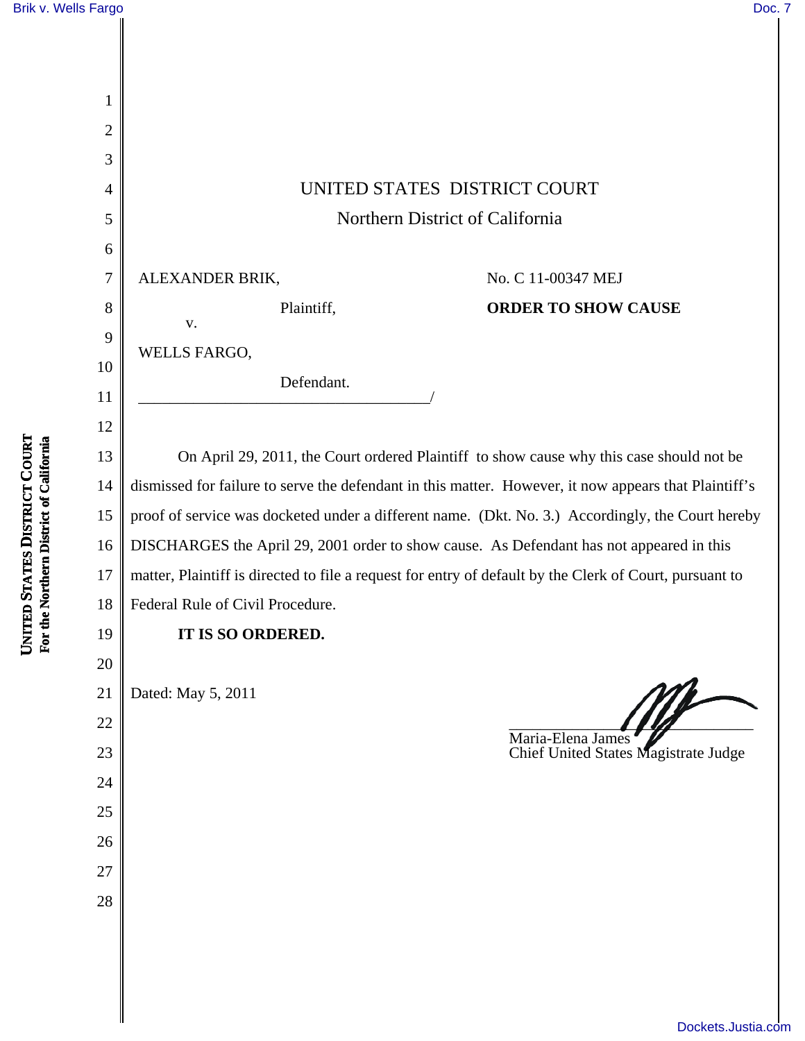UNITED STATES DISTRICT COURT

Northern District of California

ALEXANDER BRIK,

Plaintiff,

v.

WELLS FARGO,

Defendant.

\_\_\_\_\_\_\_\_\_\_\_\_\_\_\_\_\_\_\_\_\_\_\_\_\_\_\_\_\_\_\_\_\_\_\_\_\_\_\_\_/

No. C 11-00347 MEJ

**ORDER TO SHOW CAUSE**

On April 29, 2011, the Court ordered Plaintiff to show cause why this case should not be dismissed for failure to serve the defendant in this matter. However, it now appears that Plaintiff's proof of service was docketed under a different name. (Dkt. No. 3.) Accordingly, the Court hereby DISCHARGES the April 29, 2001 order to show cause. As Defendant has not appeared in this matter, Plaintiff is directed to file a request for entry of default by the Clerk of Court, pursuant to Federal Rule of Civil Procedure.

**IT IS SO ORDERED.**

Dated: May 5, 2011

\_\_\_\_\_\_\_\_\_\_\_\_\_\_\_\_\_\_\_\_\_\_\_\_\_\_\_\_\_\_\_\_\_\_\_\_

Maria-Elena James

Chief United States Magistrate Judge

UNITED STATES DISTRICT COURT

For the Northern District of California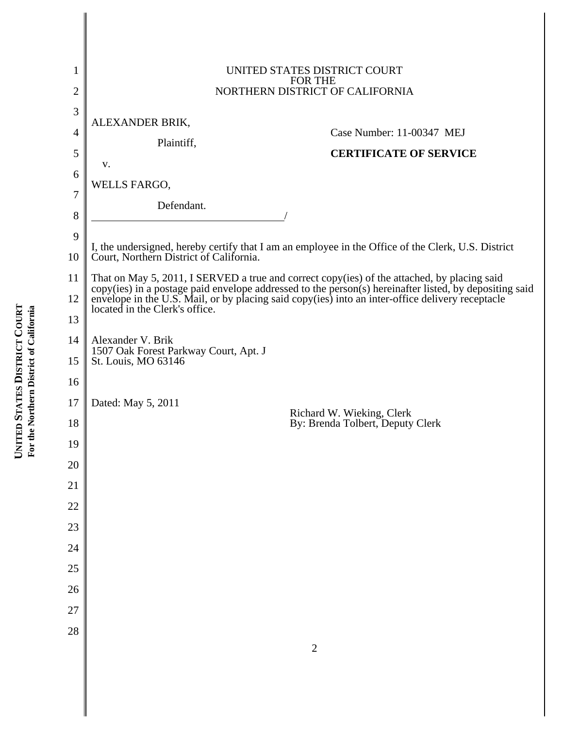UNITED STATES DISTRICT COURT
FOR THE
NORTHERN DISTRICT OF CALIFORNIA

ALEXANDER BRIK,

Plaintiff,

v.

WELLS FARGO,

Defendant.

/

Case Number: 11-00347 MEJ

**CERTIFICATE OF SERVICE**

I, the undersigned, hereby certify that I am an employee in the Office of the Clerk, U.S. District Court, Northern District of California.

That on May 5, 2011, I SERVED a true and correct copy(ies) of the attached, by placing said copy(ies) in a postage paid envelope addressed to the person(s) hereinafter listed, by depositing said envelope in the U.S. Mail, or by placing said copy(ies) into an inter-office delivery receptacle located in the Clerk's office.

Alexander V. Brik
1507 Oak Forest Parkway Court, Apt. J
St. Louis, MO 63146

Dated: May 5, 2011

Richard W. Wieking, Clerk
By: Brenda Tolbert, Deputy Clerk